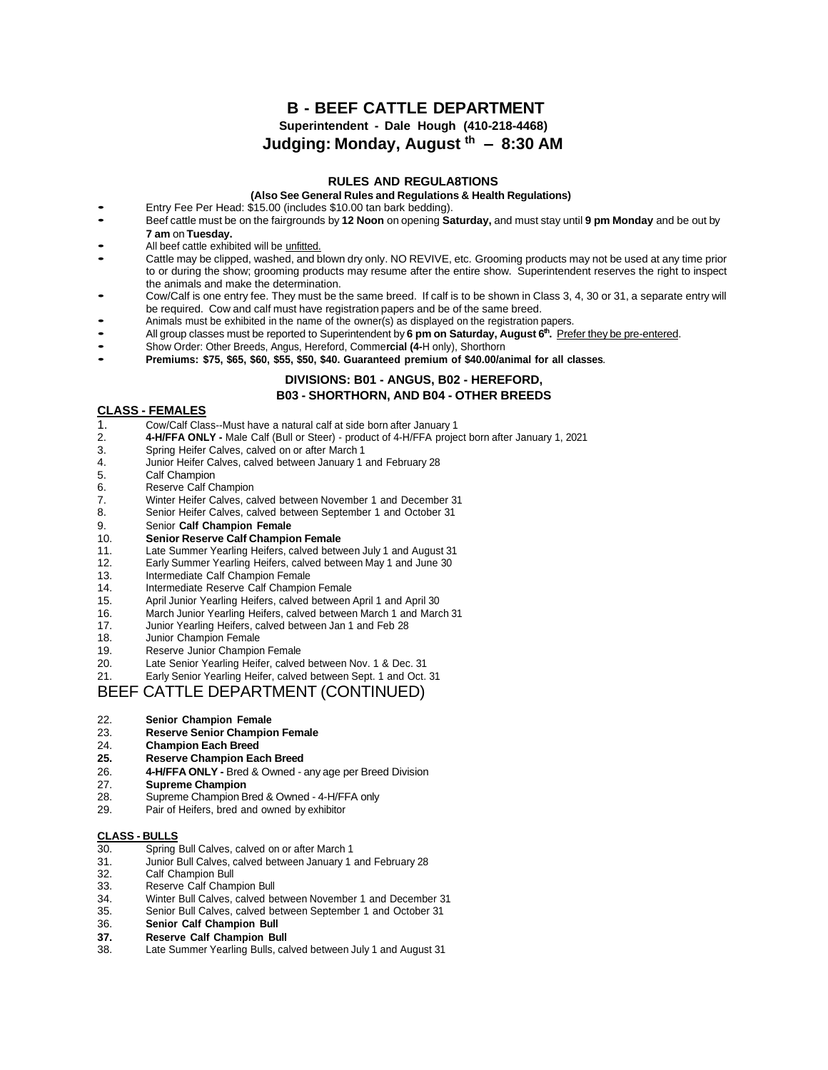# B - BEEF CATTLE DEPARTMENT

**Superintendent - Dale Hough (410-218-4468)**

## Judging: Monday, August th – 8:30 AM

### RULES AND REGULA8TIONS

**(Also See General Rules and Regulations & Health Regulations)**

- Entry Fee Per Head: $15.00 (includes $10.00 tan bark bedding).
- Beef cattle must be on the fairgrounds by **12 Noon** on opening **Saturday,** and must stay until **9 pm Monday** and be out by **7 am** on **Tuesday.**
- All beef cattle exhibited will be unfitted.
- Cattle may be clipped, washed, and blown dry only. NO REVIVE, etc. Grooming products may not be used at any time prior to or during the show; grooming products may resume after the entire show. Superintendent reserves the right to inspect the animals and make the determination.
- Cow/Calf is one entry fee. They must be the same breed. If calf is to be shown in Class 3, 4, 30 or 31, a separate entry will be required. Cow and calf must have registration papers and be of the same breed.
- Animals must be exhibited in the name of the owner(s) as displayed on the registration papers.
- All group classes must be reported to Superintendent by **6 pm on Saturday, August 6th.** Prefer they be pre-entered.
- Show Order: Other Breeds, Angus, Hereford, Comme**rcial (4-**H only), Shorthorn
- **Premiums: $75, $65, $60, $55, $50, $40. Guaranteed premium of $40.00/animal for all classes**.

### DIVISIONS: B01 - ANGUS, B02 - HEREFORD, B03 - SHORTHORN, AND B04 - OTHER BREEDS

**CLASS - FEMALES**

1. Cow/Calf Class--Must have a natural calf at side born after January 1
2. **4-H/FFA ONLY -** Male Calf (Bull or Steer) - product of 4-H/FFA project born after January 1, 2021
3. Spring Heifer Calves, calved on or after March 1
4. Junior Heifer Calves, calved between January 1 and February 28
5. Calf Champion
6. Reserve Calf Champion
7. Winter Heifer Calves, calved between November 1 and December 31
8. Senior Heifer Calves, calved between September 1 and October 31
9. Senior **Calf Champion Female**
10. **Senior Reserve Calf Champion Female**
11. Late Summer Yearling Heifers, calved between July 1 and August 31
12. Early Summer Yearling Heifers, calved between May 1 and June 30
13. Intermediate Calf Champion Female
14. Intermediate Reserve Calf Champion Female
15. April Junior Yearling Heifers, calved between April 1 and April 30
16. March Junior Yearling Heifers, calved between March 1 and March 31
17. Junior Yearling Heifers, calved between Jan 1 and Feb 28
18. Junior Champion Female
19. Reserve Junior Champion Female
20. Late Senior Yearling Heifer, calved between Nov. 1 & Dec. 31
21. Early Senior Yearling Heifer, calved between Sept. 1 and Oct. 31

## BEEF CATTLE DEPARTMENT (CONTINUED)

22. **Senior Champion Female**
23. **Reserve Senior Champion Female**
24. **Champion Each Breed**
25. **Reserve Champion Each Breed**
26. **4-H/FFA ONLY -** Bred & Owned - any age per Breed Division
27. **Supreme Champion**
28. Supreme Champion Bred & Owned - 4-H/FFA only
29. Pair of Heifers, bred and owned by exhibitor

**CLASS - BULLS**

30. Spring Bull Calves, calved on or after March 1
31. Junior Bull Calves, calved between January 1 and February 28
32. Calf Champion Bull
33. Reserve Calf Champion Bull
34. Winter Bull Calves, calved between November 1 and December 31
35. Senior Bull Calves, calved between September 1 and October 31
36. **Senior Calf Champion Bull**
37. **Reserve Calf Champion Bull**
38. Late Summer Yearling Bulls, calved between July 1 and August 31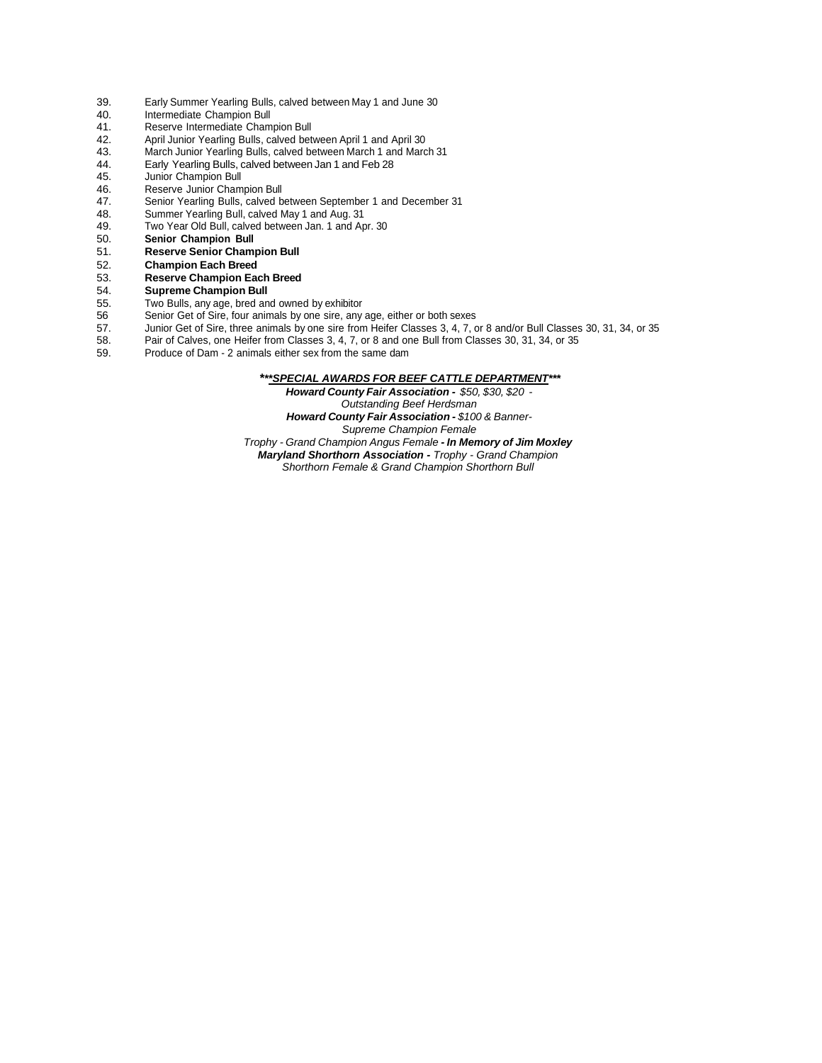39. Early Summer Yearling Bulls, calved between May 1 and June 30
40. Intermediate Champion Bull
41. Reserve Intermediate Champion Bull
42. April Junior Yearling Bulls, calved between April 1 and April 30
43. March Junior Yearling Bulls, calved between March 1 and March 31
44. Early Yearling Bulls, calved between Jan 1 and Feb 28
45. Junior Champion Bull
46. Reserve Junior Champion Bull
47. Senior Yearling Bulls, calved between September 1 and December 31
48. Summer Yearling Bull, calved May 1 and Aug. 31
49. Two Year Old Bull, calved between Jan. 1 and Apr. 30
50. **Senior Champion Bull**
51. **Reserve Senior Champion Bull**
52. **Champion Each Breed**
53. **Reserve Champion Each Breed**
54. **Supreme Champion Bull**
55. Two Bulls, any age, bred and owned by exhibitor
56 Senior Get of Sire, four animals by one sire, any age, either or both sexes
57. Junior Get of Sire, three animals by one sire from Heifer Classes 3, 4, 7, or 8 and/or Bull Classes 30, 31, 34, or 35
58. Pair of Calves, one Heifer from Classes 3, 4, 7, or 8 and one Bull from Classes 30, 31, 34, or 35
59. Produce of Dam - 2 animals either sex from the same dam

***\*\*\*SPECIAL AWARDS FOR BEEF CATTLE DEPARTMENT\*\*\****

***Howard County Fair Association -*** *$50, $30, $20 - Outstanding Beef Herdsman*

***Howard County Fair Association -*** *$100 & Banner- Supreme Champion Female*

*Trophy - Grand Champion Angus Female* ***- In Memory of Jim Moxley***

***Maryland Shorthorn Association -*** *Trophy - Grand Champion Shorthorn Female & Grand Champion Shorthorn Bull*